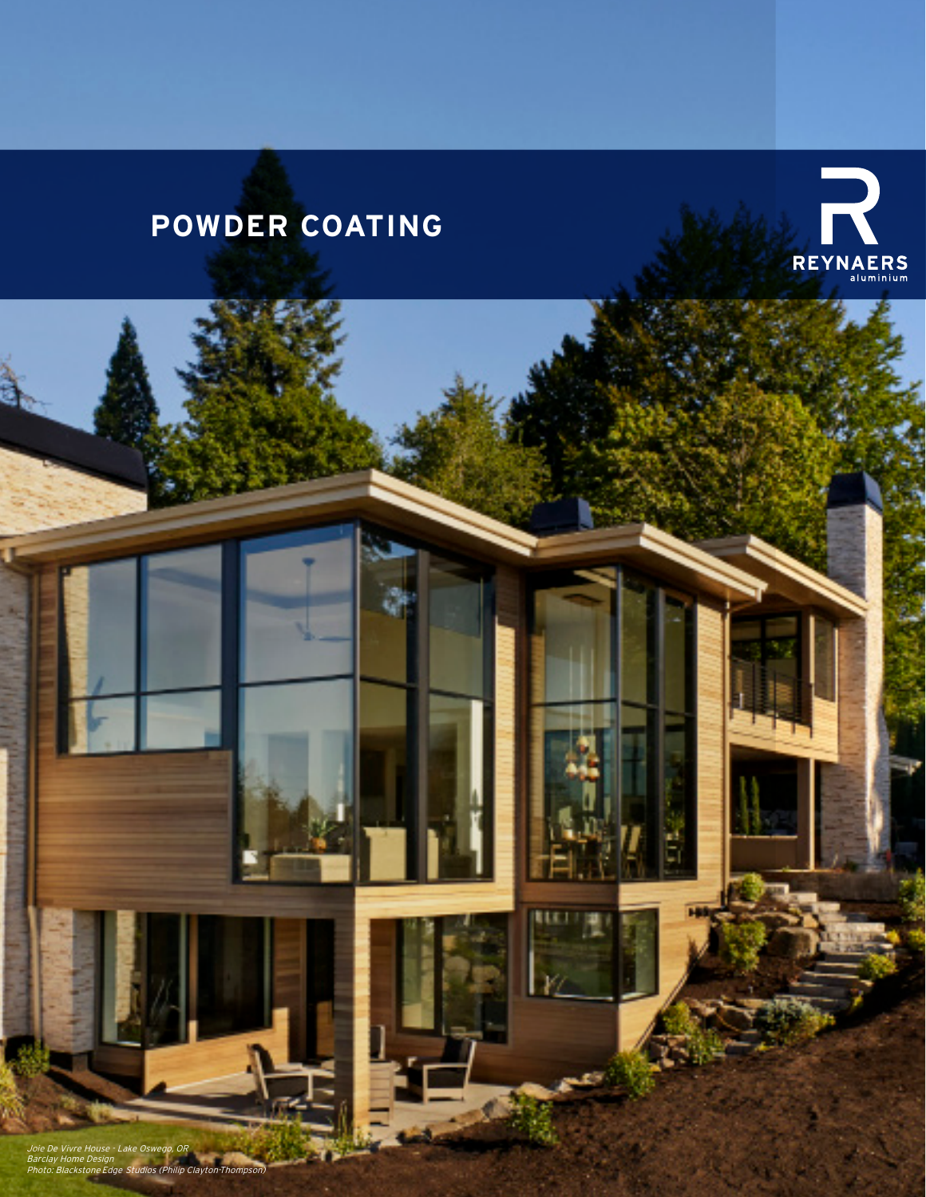# POWDER COATING

REYNAERS aluminium

*Joie De Vivre House - Lake Oswego, OR*
*Barclay Home Design*
*Photo: Blackstone Edge Studios (Philip Clayton-Thompson)*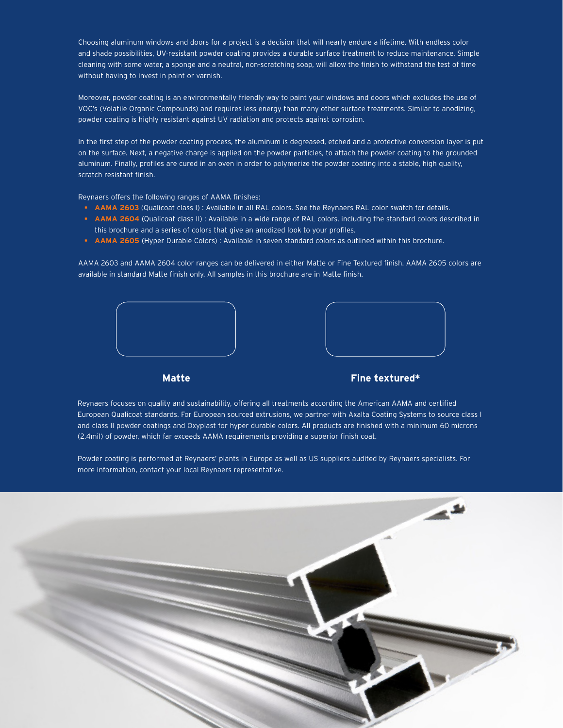Choosing aluminum windows and doors for a project is a decision that will nearly endure a lifetime. With endless color and shade possibilities, UV-resistant powder coating provides a durable surface treatment to reduce maintenance. Simple cleaning with some water, a sponge and a neutral, non-scratching soap, will allow the finish to withstand the test of time without having to invest in paint or varnish.

Moreover, powder coating is an environmentally friendly way to paint your windows and doors which excludes the use of VOC's (Volatile Organic Compounds) and requires less energy than many other surface treatments. Similar to anodizing, powder coating is highly resistant against UV radiation and protects against corrosion.

In the first step of the powder coating process, the aluminum is degreased, etched and a protective conversion layer is put on the surface. Next, a negative charge is applied on the powder particles, to attach the powder coating to the grounded aluminum. Finally, profiles are cured in an oven in order to polymerize the powder coating into a stable, high quality, scratch resistant finish.

Reynaers offers the following ranges of AAMA finishes:

- **AAMA 2603** (Qualicoat class I) : Available in all RAL colors. See the Reynaers RAL color swatch for details.
- **AAMA 2604** (Qualicoat class II) : Available in a wide range of RAL colors, including the standard colors described in this brochure and a series of colors that give an anodized look to your profiles.
- **AAMA 2605** (Hyper Durable Colors) : Available in seven standard colors as outlined within this brochure.

AAMA 2603 and AAMA 2604 color ranges can be delivered in either Matte or Fine Textured finish. AAMA 2605 colors are available in standard Matte finish only. All samples in this brochure are in Matte finish.

**Matte**

**Fine textured***

Reynaers focuses on quality and sustainability, offering all treatments according the American AAMA and certified European Qualicoat standards. For European sourced extrusions, we partner with Axalta Coating Systems to source class I and class II powder coatings and Oxyplast for hyper durable colors. All products are finished with a minimum 60 microns (2.4mil) of powder, which far exceeds AAMA requirements providing a superior finish coat.

Powder coating is performed at Reynaers' plants in Europe as well as US suppliers audited by Reynaers specialists. For more information, contact your local Reynaers representative.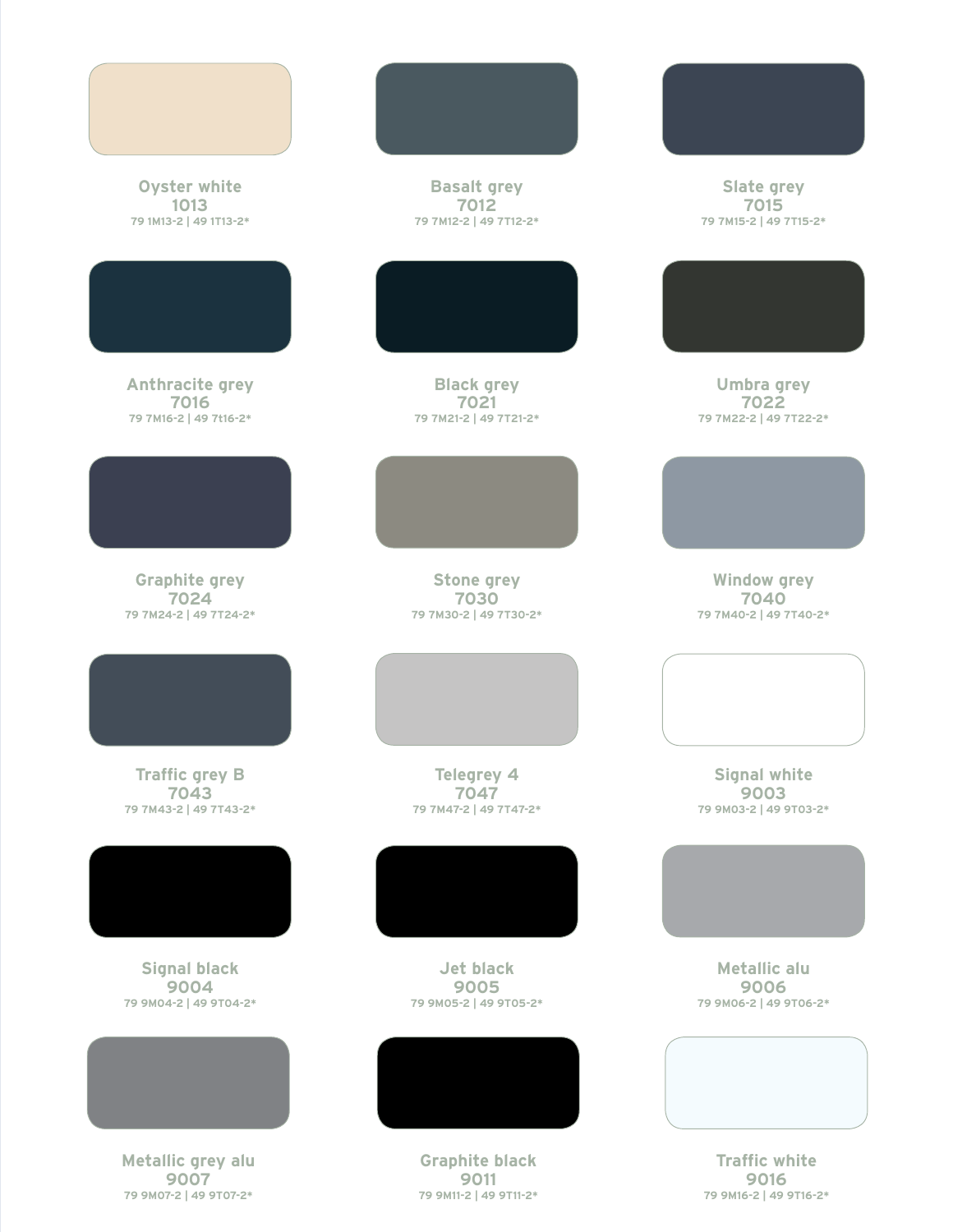Oyster white
1013
79 1M13-2 | 49 1T13-2*

Basalt grey
7012
79 7M12-2 | 49 7T12-2*

Slate grey
7015
79 7M15-2 | 49 7T15-2*

Anthracite grey
7016
79 7M16-2 | 49 7t16-2*

Black grey
7021
79 7M21-2 | 49 7T21-2*

Umbra grey
7022
79 7M22-2 | 49 7T22-2*

Graphite grey
7024
79 7M24-2 | 49 7T24-2*

Stone grey
7030
79 7M30-2 | 49 7T30-2*

Window grey
7040
79 7M40-2 | 49 7T40-2*

Traffic grey B
7043
79 7M43-2 | 49 7T43-2*

Telegrey 4
7047
79 7M47-2 | 49 7T47-2*

Signal white
9003
79 9M03-2 | 49 9T03-2*

Signal black
9004
79 9M04-2 | 49 9T04-2*

Jet black
9005
79 9M05-2 | 49 9T05-2*

Metallic alu
9006
79 9M06-2 | 49 9T06-2*

Metallic grey alu
9007
79 9M07-2 | 49 9T07-2*

Graphite black
9011
79 9M11-2 | 49 9T11-2*

Traffic white
9016
79 9M16-2 | 49 9T16-2*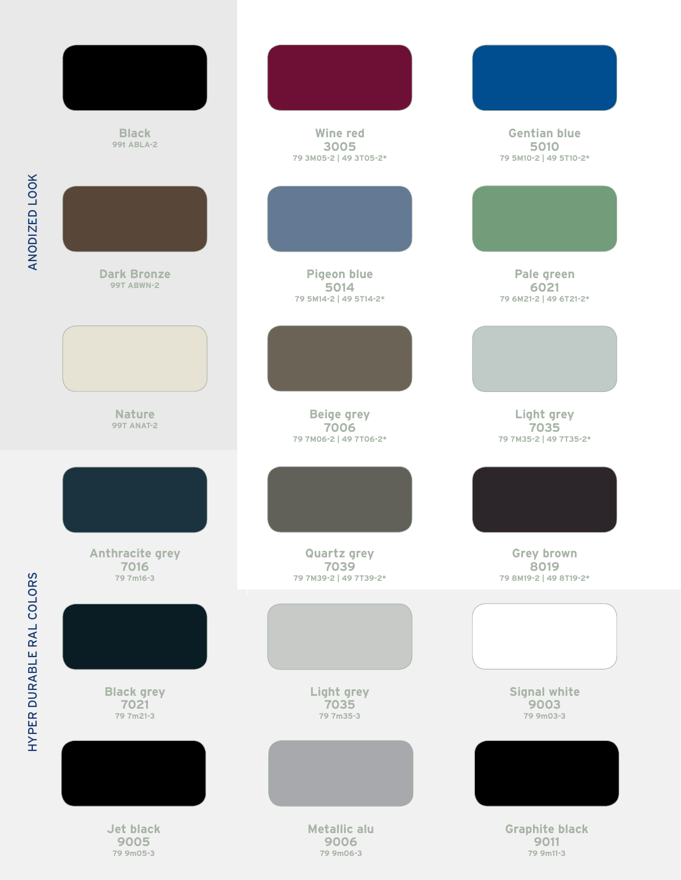## ANODIZED LOOK

**Black**
99t ABLA-2

**Dark Bronze**
99T ABWN-2

**Nature**
99T ANAT-2

**Wine red**
**3005**
79 3M05-2 | 49 3T05-2*

**Gentian blue**
**5010**
79 5M10-2 | 49 5T10-2*

**Pigeon blue**
**5014**
79 5M14-2 | 49 5T14-2*

**Pale green**
**6021**
79 6M21-2 | 49 6T21-2*

**Beige grey**
**7006**
79 7M06-2 | 49 7T06-2*

**Light grey**
**7035**
79 7M35-2 | 49 7T35-2*

**Quartz grey**
**7039**
79 7M39-2 | 49 7T39-2*

**Grey brown**
**8019**
79 8M19-2 | 49 8T19-2*

## HYPER DURABLE RAL COLORS

**Anthracite grey**
**7016**
79 7m16-3

**Black grey**
**7021**
79 7m21-3

**Light grey**
**7035**
79 7m35-3

**Signal white**
**9003**
79 9m03-3

**Jet black**
**9005**
79 9m05-3

**Metallic alu**
**9006**
79 9m06-3

**Graphite black**
**9011**
79 9m11-3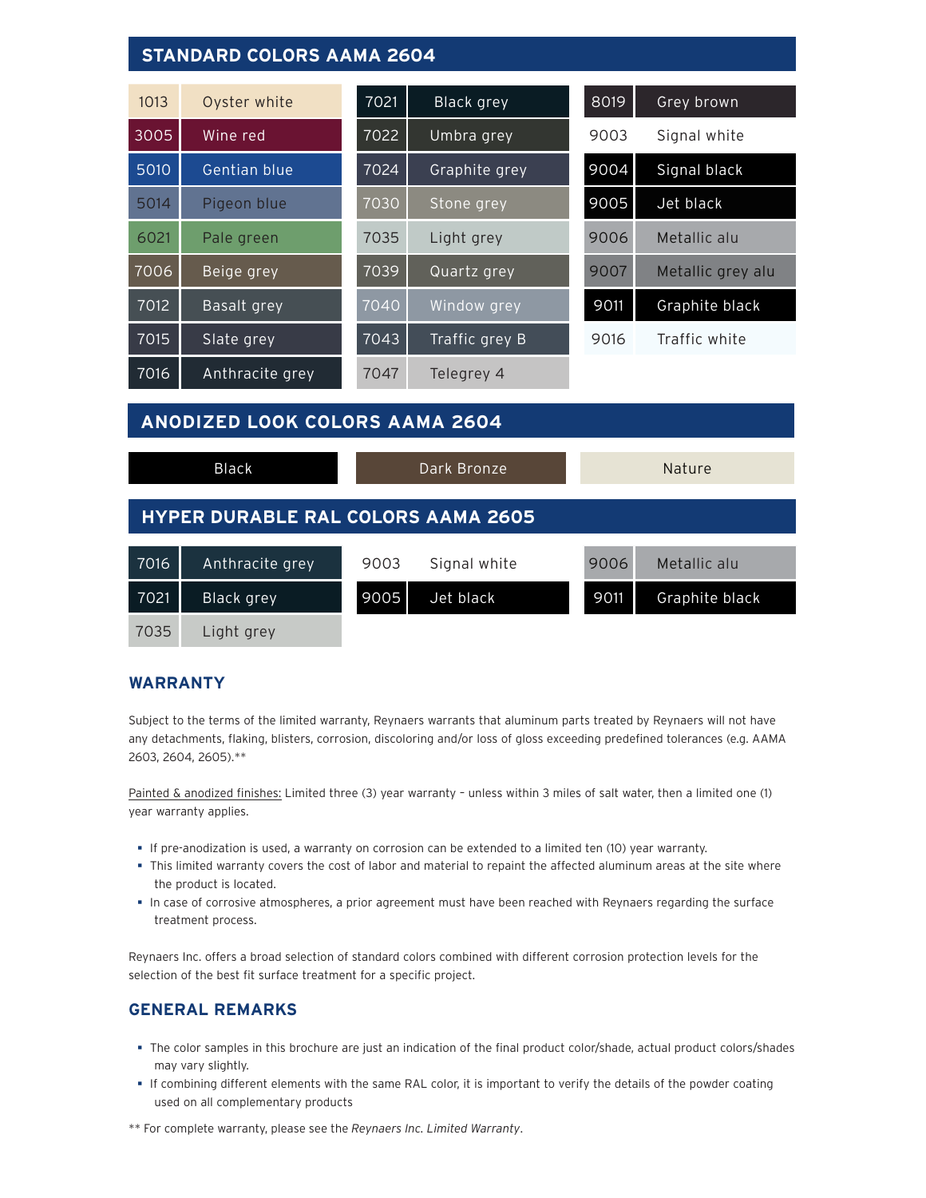## STANDARD COLORS AAMA 2604

| Code | Color | Code | Color | Code | Color |
|---|---|---|---|---|---|
| 1013 | Oyster white | 7021 | Black grey | 8019 | Grey brown |
| 3005 | Wine red | 7022 | Umbra grey | 9003 | Signal white |
| 5010 | Gentian blue | 7024 | Graphite grey | 9004 | Signal black |
| 5014 | Pigeon blue | 7030 | Stone grey | 9005 | Jet black |
| 6021 | Pale green | 7035 | Light grey | 9006 | Metallic alu |
| 7006 | Beige grey | 7039 | Quartz grey | 9007 | Metallic grey alu |
| 7012 | Basalt grey | 7040 | Window grey | 9011 | Graphite black |
| 7015 | Slate grey | 7043 | Traffic grey B | 9016 | Traffic white |
| 7016 | Anthracite grey | 7047 | Telegrey 4 | | |

## ANODIZED LOOK COLORS AAMA 2604

| Black | Dark Bronze | Nature |
|---|---|---|

## HYPER DURABLE RAL COLORS AAMA 2605

| Code | Color | Code | Color | Code | Color |
|---|---|---|---|---|---|
| 7016 | Anthracite grey | 9003 | Signal white | 9006 | Metallic alu |
| 7021 | Black grey | 9005 | Jet black | 9011 | Graphite black |
| 7035 | Light grey | | | | |

## WARRANTY

Subject to the terms of the limited warranty, Reynaers warrants that aluminum parts treated by Reynaers will not have any detachments, flaking, blisters, corrosion, discoloring and/or loss of gloss exceeding predefined tolerances (e.g. AAMA 2603, 2604, 2605).**

Painted & anodized finishes: Limited three (3) year warranty – unless within 3 miles of salt water, then a limited one (1) year warranty applies.

- If pre-anodization is used, a warranty on corrosion can be extended to a limited ten (10) year warranty.
- This limited warranty covers the cost of labor and material to repaint the affected aluminum areas at the site where the product is located.
- In case of corrosive atmospheres, a prior agreement must have been reached with Reynaers regarding the surface treatment process.

Reynaers Inc. offers a broad selection of standard colors combined with different corrosion protection levels for the selection of the best fit surface treatment for a specific project.

## GENERAL REMARKS

- The color samples in this brochure are just an indication of the final product color/shade, actual product colors/shades may vary slightly.
- If combining different elements with the same RAL color, it is important to verify the details of the powder coating used on all complementary products

** For complete warranty, please see the *Reynaers Inc. Limited Warranty*.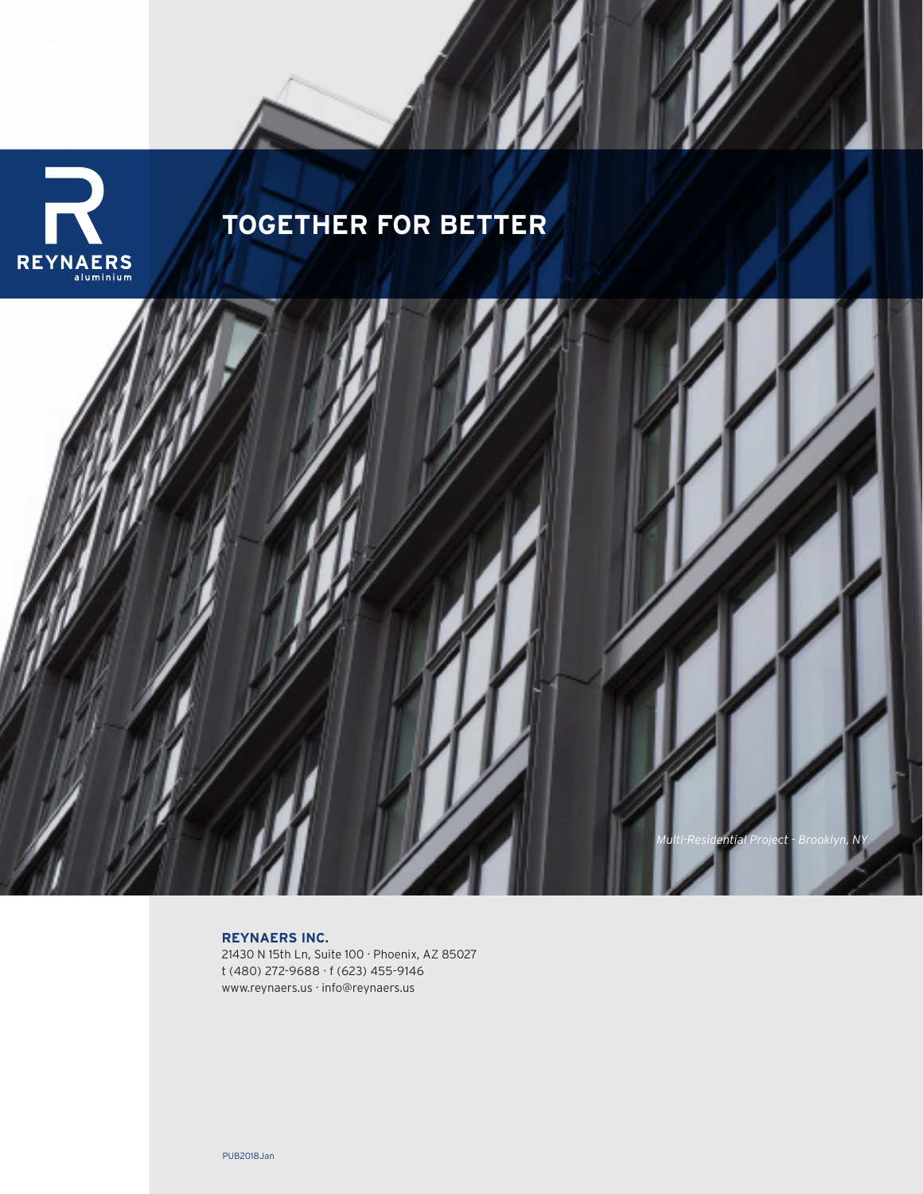REYNAERS
aluminium

# TOGETHER FOR BETTER

*Multi-Residential Project - Brooklyn, NY*

**REYNAERS INC.**
21430 N 15th Ln, Suite 100 · Phoenix, AZ 85027
t (480) 272-9688 · f (623) 455-9146
www.reynaers.us · info@reynaers.us

PUB2018Jan